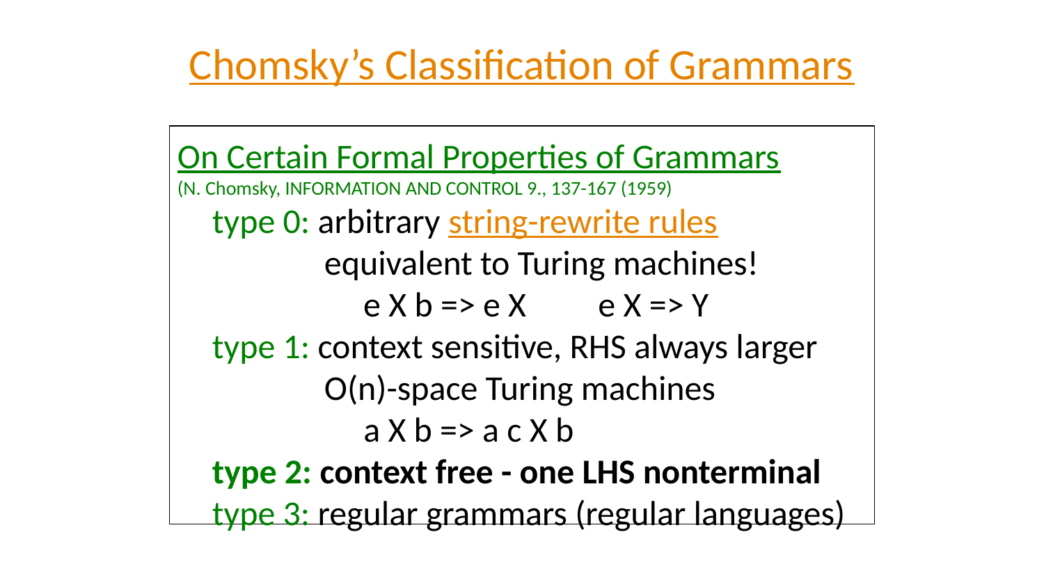# Chomsky's Classification of Grammars

## On Certain Formal Properties of Grammars

(N. Chomsky, INFORMATION AND CONTROL 9., 137-167 (1959)

- type 0: arbitrary string-rewrite rules
  - equivalent to Turing machines!
  - e X b => e X      e X => Y
- type 1: context sensitive, RHS always larger
  - O(n)-space Turing machines
  - a X b => a c X b
- **type 2: context free - one LHS nonterminal**
- type 3: regular grammars (regular languages)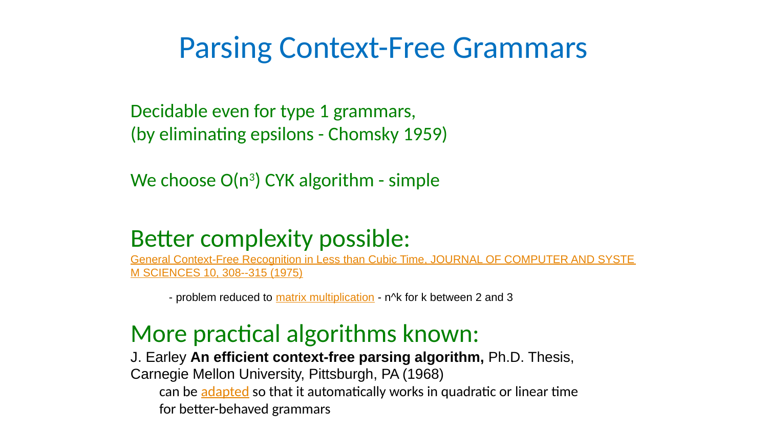# Parsing Context-Free Grammars

Decidable even for type 1 grammars,
(by eliminating epsilons - Chomsky 1959)

We choose $O(n^3)$ CYK algorithm - simple

## Better complexity possible:

[General Context-Free Recognition in Less than Cubic Time, JOURNAL OF COMPUTER AND SYSTEM SCIENCES 10, 308--315 (1975)]

- problem reduced to [matrix multiplication] - n^k for k between 2 and 3

## More practical algorithms known:

J. Earley **An efficient context-free parsing algorithm,** Ph.D. Thesis, Carnegie Mellon University, Pittsburgh, PA (1968)

can be [adapted] so that it automatically works in quadratic or linear time for better-behaved grammars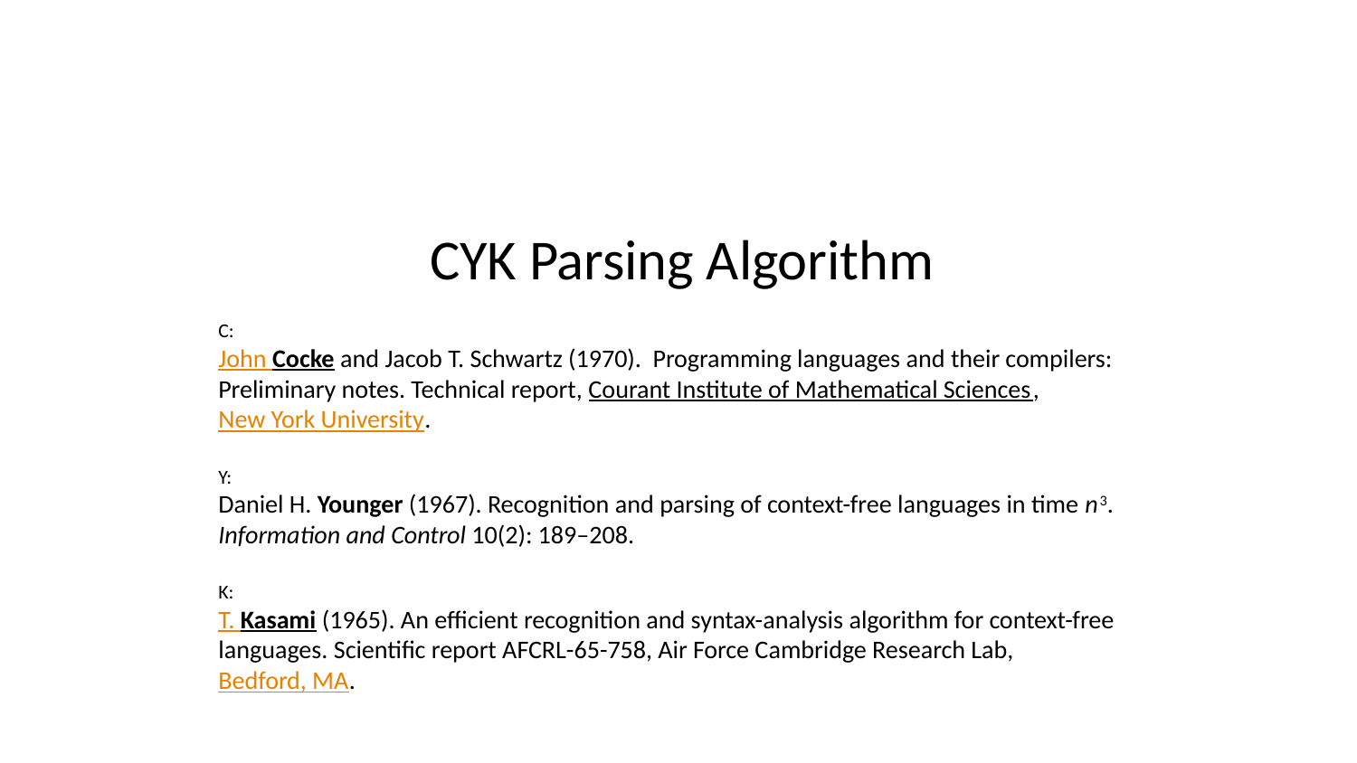# CYK Parsing Algorithm

C:

John **Cocke** and Jacob T. Schwartz (1970). Programming languages and their compilers: Preliminary notes. Technical report, Courant Institute of Mathematical Sciences, New York University.

Y:

Daniel H. **Younger** (1967). Recognition and parsing of context-free languages in time $n^3$. *Information and Control* 10(2): 189–208.

K:

T. **Kasami** (1965). An efficient recognition and syntax-analysis algorithm for context-free languages. Scientific report AFCRL-65-758, Air Force Cambridge Research Lab, Bedford, MA.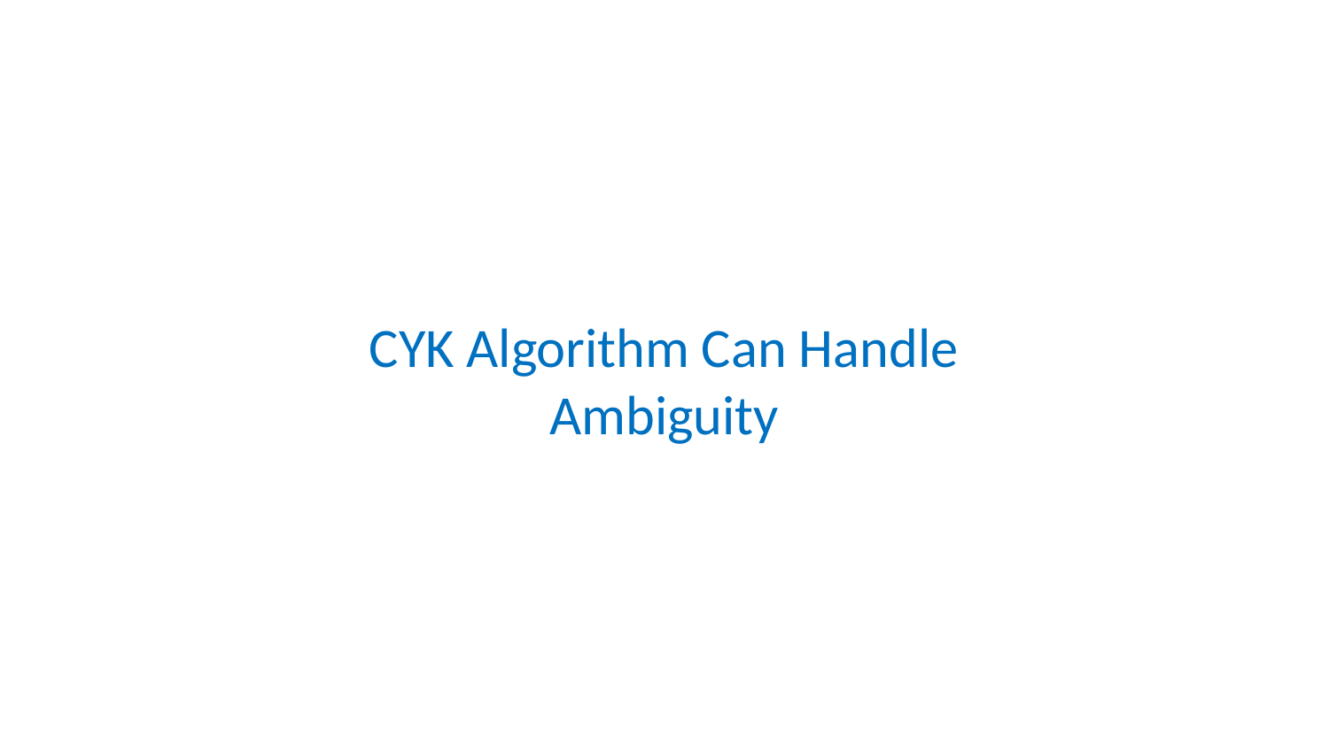# CYK Algorithm Can Handle Ambiguity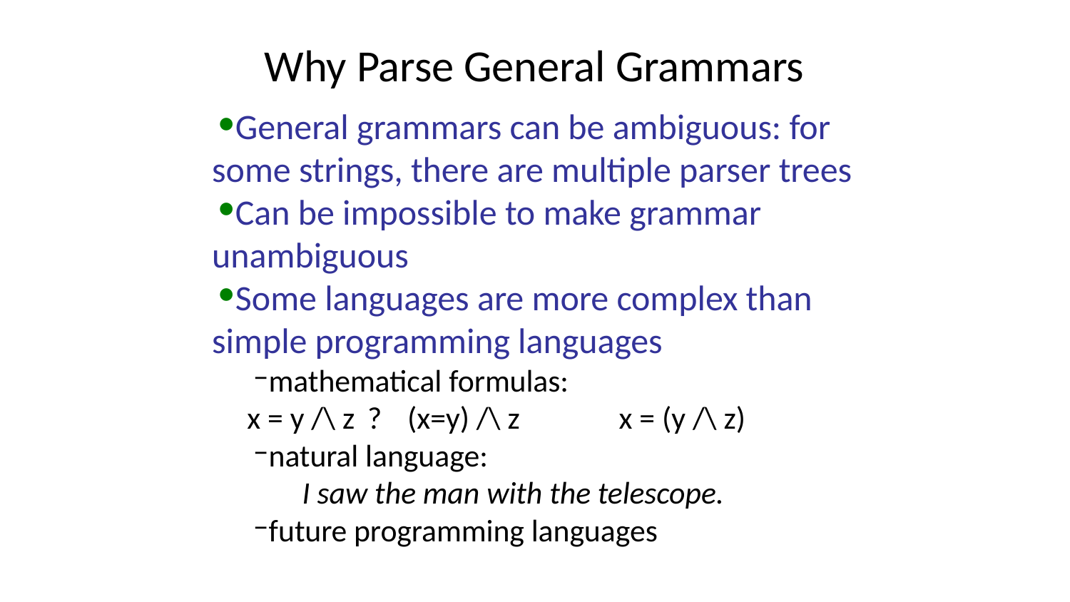# Why Parse General Grammars

- General grammars can be ambiguous: for some strings, there are multiple parser trees
- Can be impossible to make grammar unambiguous
- Some languages are more complex than simple programming languages
  - mathematical formulas:

    x = y /\ z ? (x=y) /\ z x = (y /\ z)
  - natural language:

    *I saw the man with the telescope.*
  - future programming languages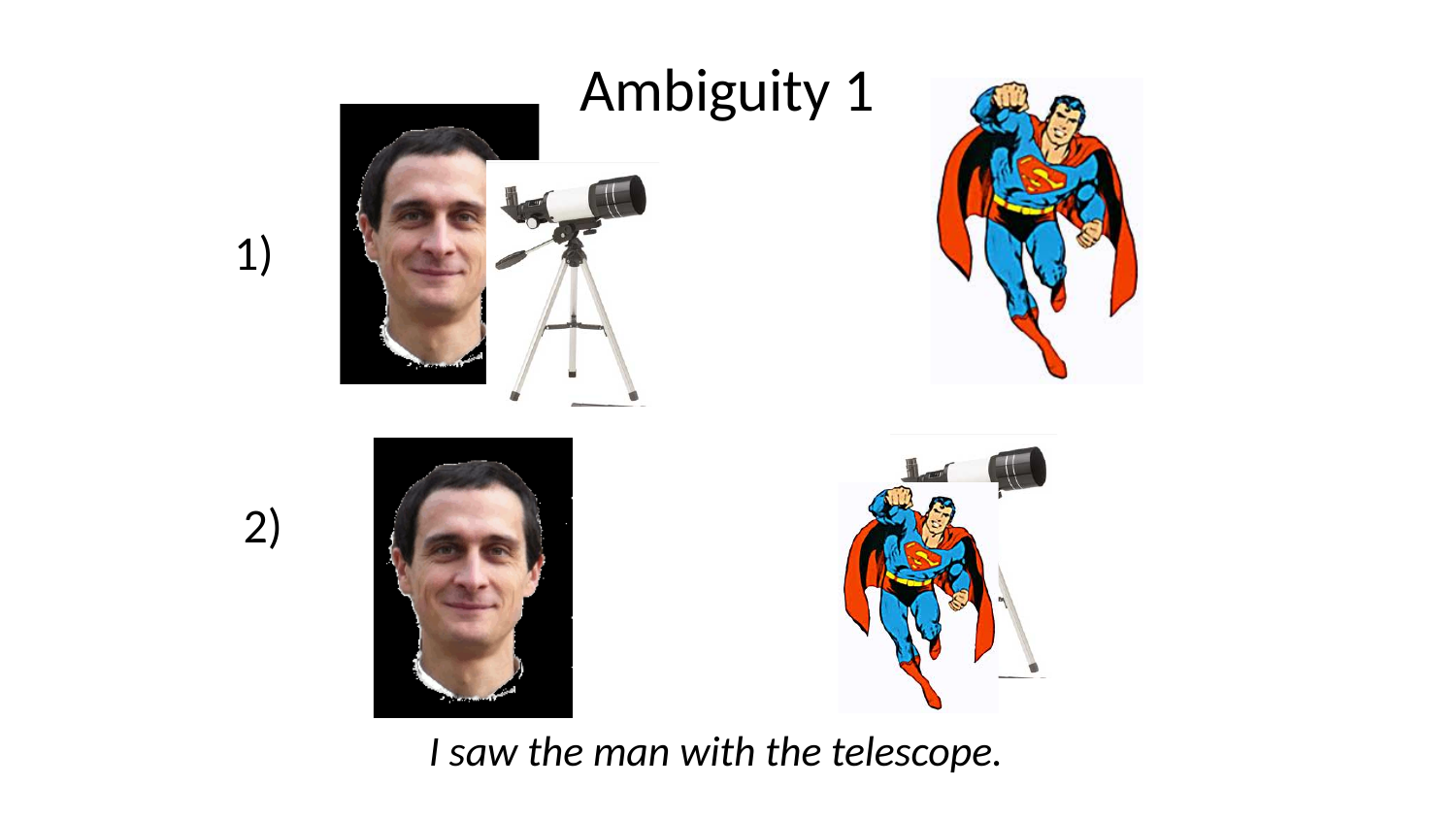# Ambiguity 1

1)

2)

*I saw the man with the telescope.*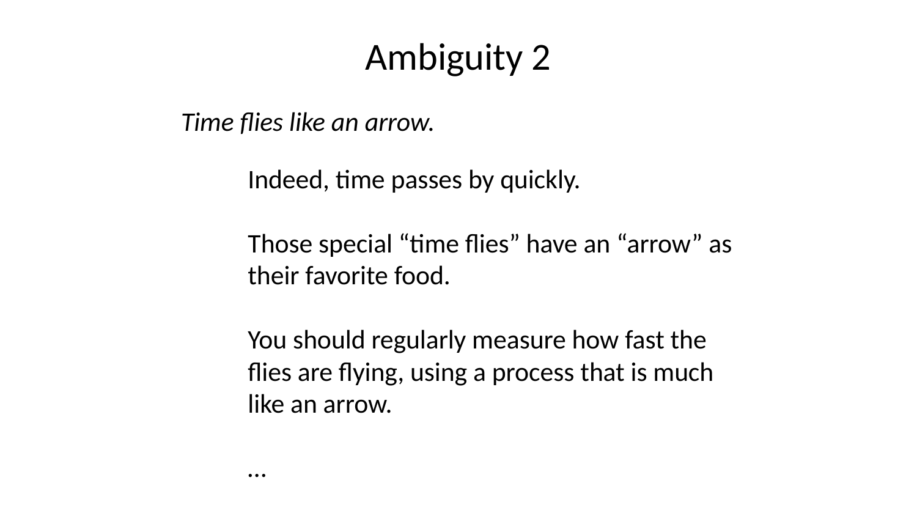# Ambiguity 2

*Time flies like an arrow.*

Indeed, time passes by quickly.

Those special “time flies” have an “arrow” as their favorite food.

You should regularly measure how fast the flies are flying, using a process that is much like an arrow.

…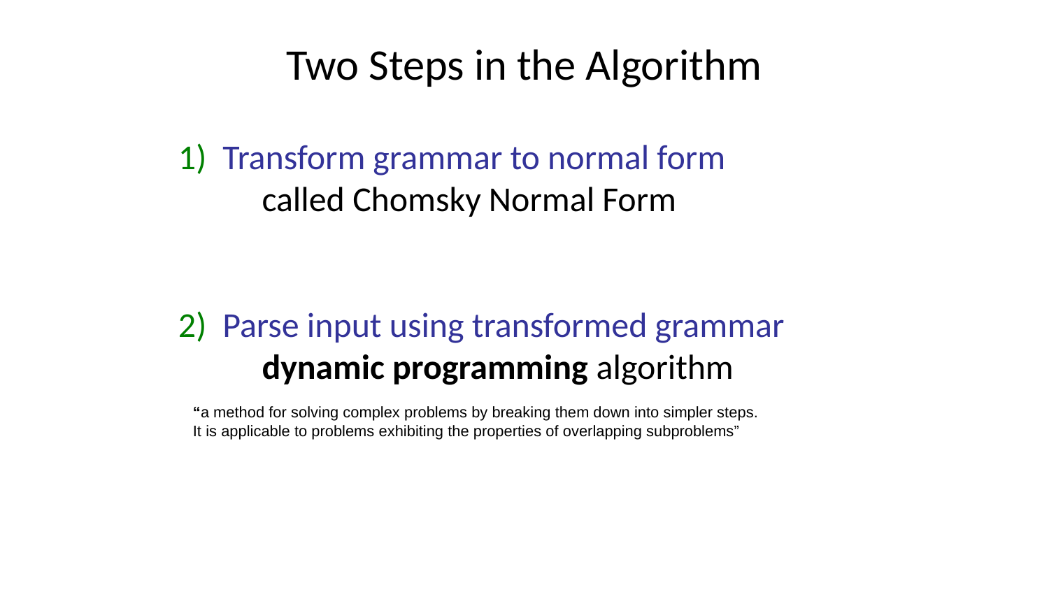# Two Steps in the Algorithm

1) Transform grammar to normal form
   called Chomsky Normal Form

2) Parse input using transformed grammar
   **dynamic programming** algorithm

"a method for solving complex problems by breaking them down into simpler steps. It is applicable to problems exhibiting the properties of overlapping subproblems"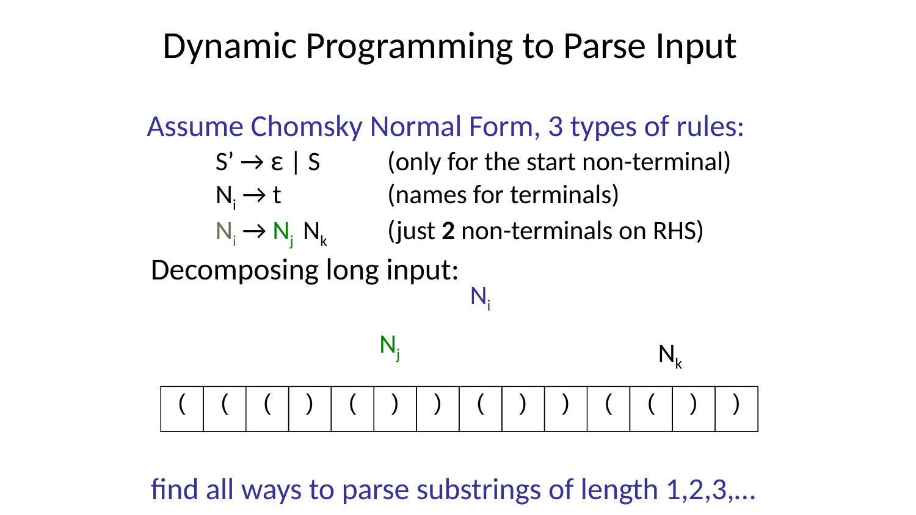# Dynamic Programming to Parse Input

Assume Chomsky Normal Form, 3 types of rules:

| | |
|---|---|
| $S' \rightarrow \varepsilon \mid S$ | (only for the start non-terminal) |
| $N_i \rightarrow t$ | (names for terminals) |
| $N_i \rightarrow N_j\ N_k$ | (just **2** non-terminals on RHS) |

Decomposing long input:

$N_i$

$N_j$ $N_k$

| ( | ( | ( | ) | ( | ) | ) | ( | ) | ) | ( | ( | ) | ) |
|---|---|---|---|---|---|---|---|---|---|---|---|---|---|

find all ways to parse substrings of length 1,2,3,…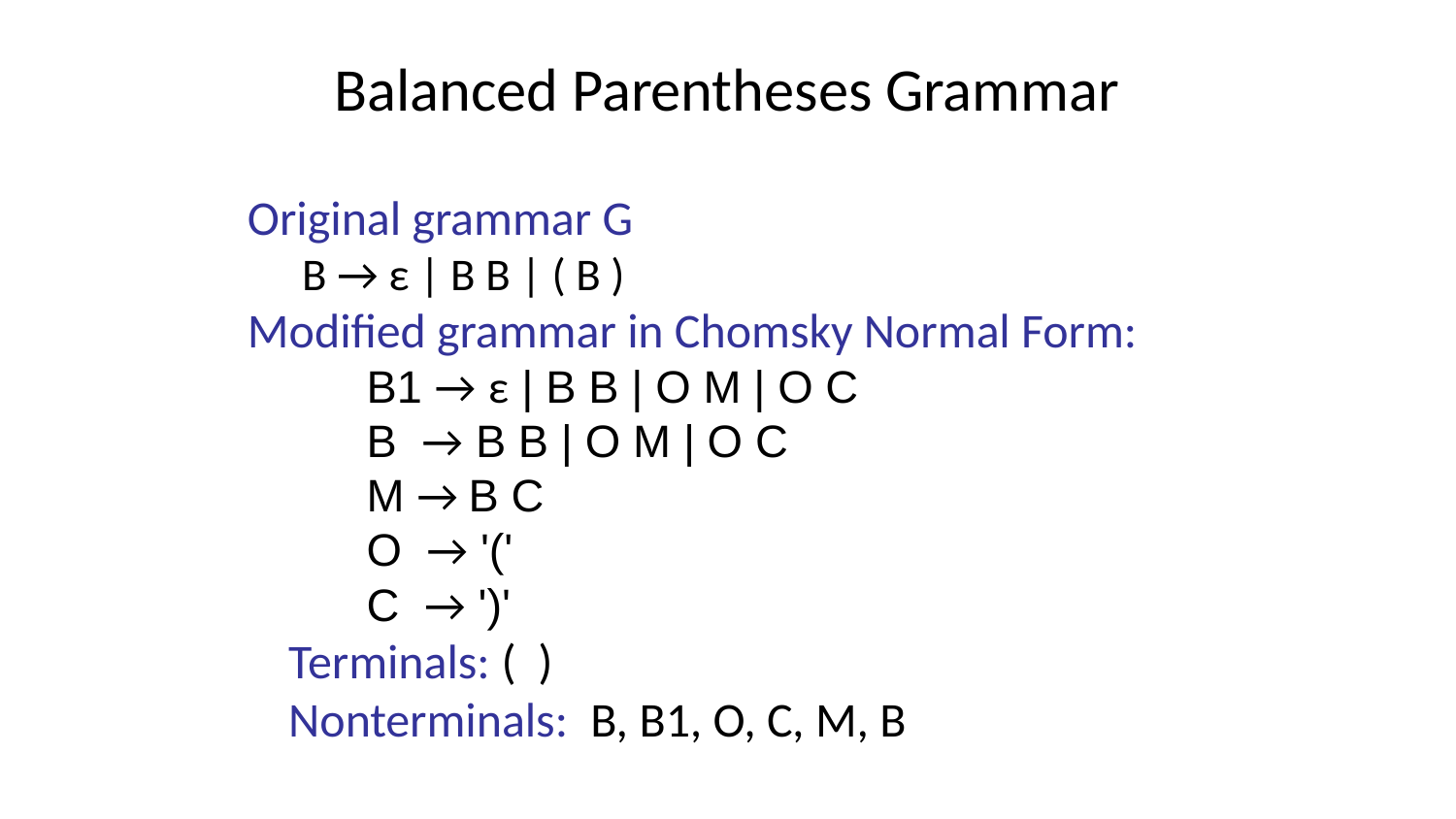# Balanced Parentheses Grammar

Original grammar G

B → ε | B B | ( B )

Modified grammar in Chomsky Normal Form:

B1 → ε | B B | O M | O C

B → B B | O M | O C

M → B C

O → '('

C → ')'

Terminals: ( )

Nonterminals: B, B1, O, C, M, B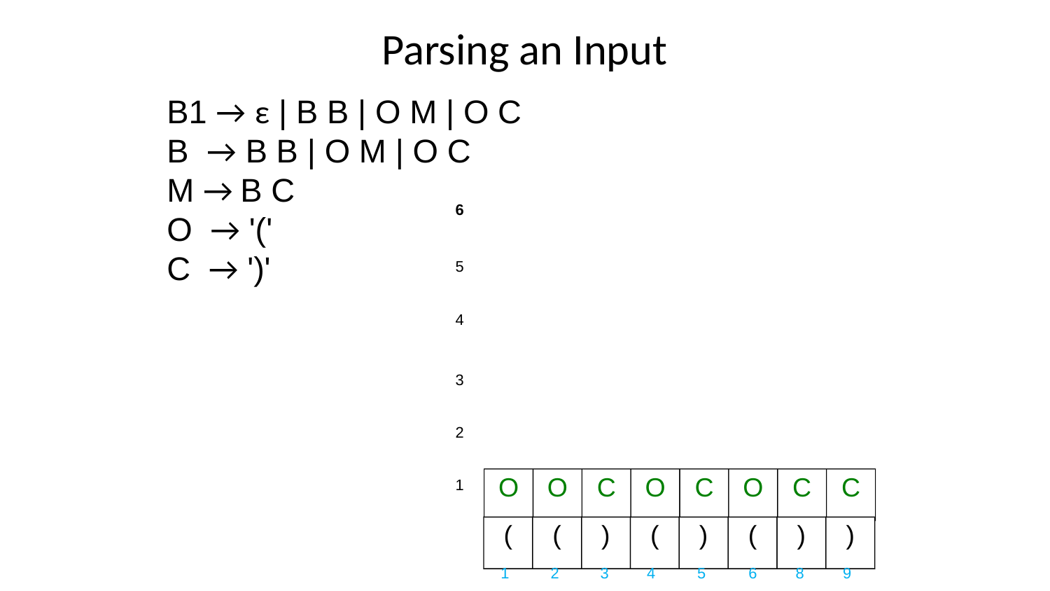# Parsing an Input

B1 → ε | B B | O M | O C
B → B B | O M | O C
M → B C
O → '('
C → ')'

| | | | | | | | | |
|---|---|---|---|---|---|---|---|---|
| 6 | | | | | | | | |
| 5 | | | | | | | | |
| 4 | | | | | | | | |
| 3 | | | | | | | | |
| 2 | | | | | | | | |
| 1 | O | O | C | O | C | O | C | C |
| | ( | ( | ) | ( | ) | ( | ) | ) |
| | 1 | 2 | 3 | 4 | 5 | 6 | 8 | 9 |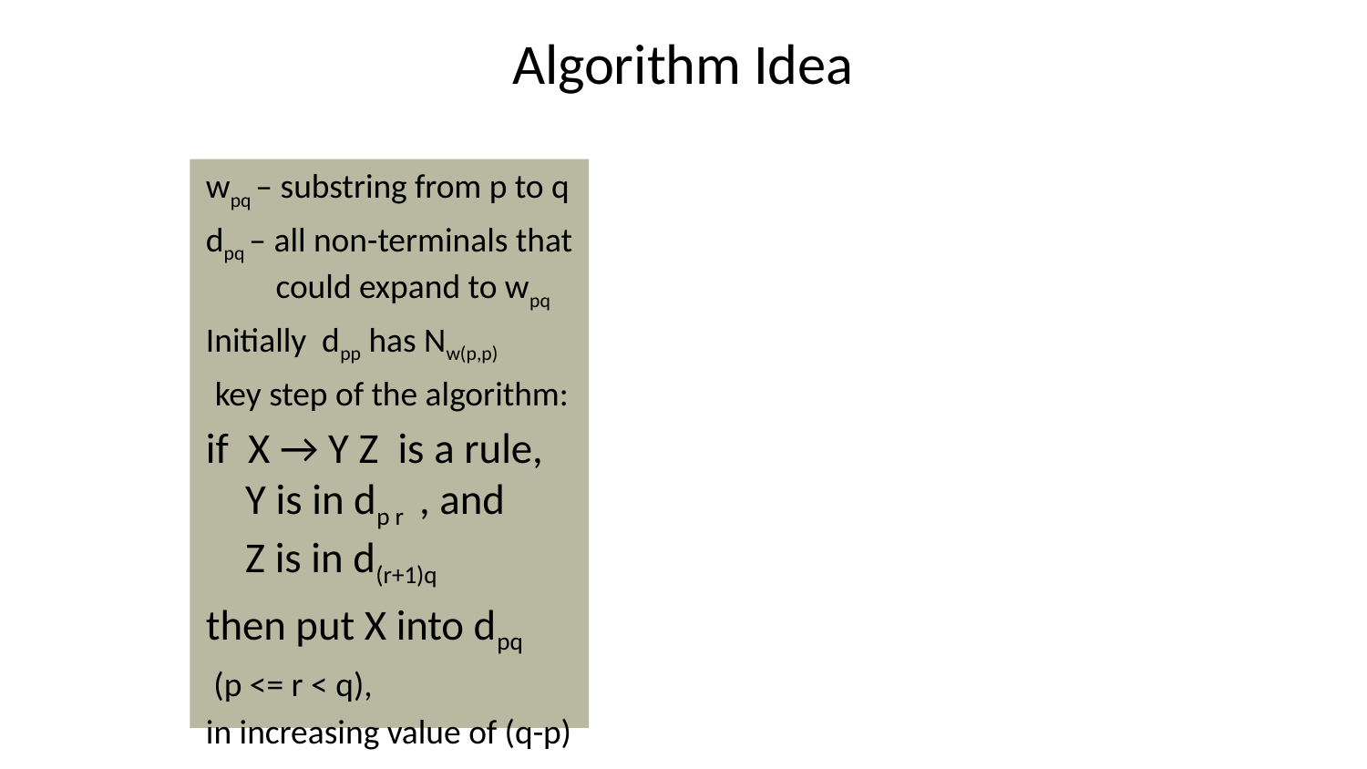# Algorithm Idea

$w_{pq}$ – substring from p to q

$d_{pq}$ – all non-terminals that could expand to $w_{pq}$

Initially $d_{pp}$ has $N_{w(p,p)}$

key step of the algorithm:

if $X \rightarrow Y\ Z$ is a rule,
Y is in $d_{p\,r}$ , and
Z is in $d_{(r+1)q}$

then put X into $d_{pq}$

($p <= r < q$),

in increasing value of ($q$-$p$)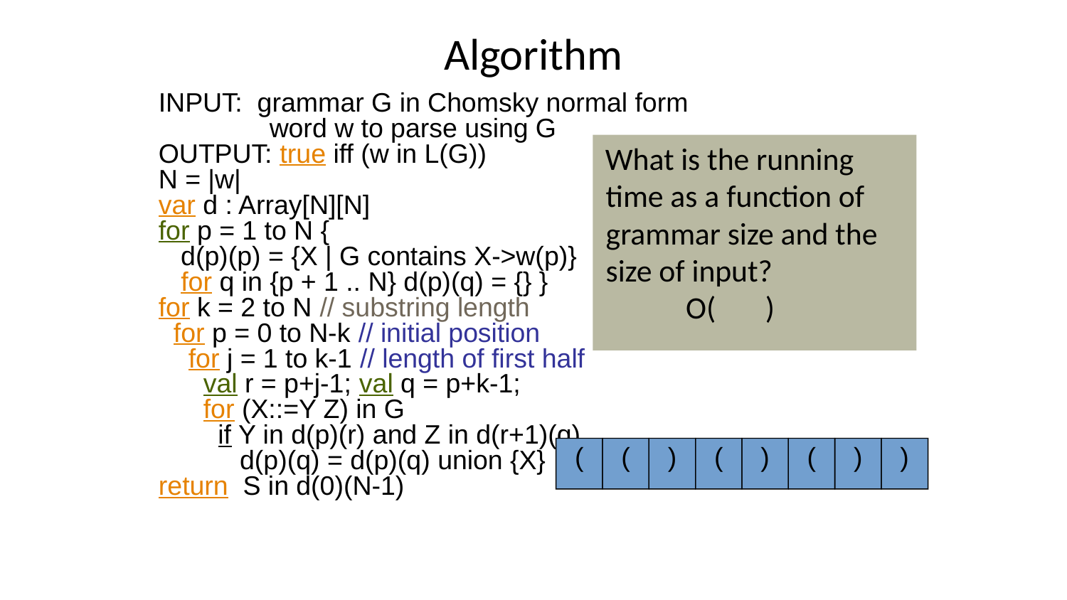# Algorithm

```
INPUT:  grammar G in Chomsky normal form
        word w to parse using G
OUTPUT: true iff (w in L(G))
N = |w|
var d : Array[N][N]
for p = 1 to N {
   d(p)(p) = {X | G contains X->w(p)}
   for q in {p + 1 .. N} d(p)(q) = {} }
for k = 2 to N // substring length
  for p = 0 to N-k // initial position
    for j = 1 to k-1 // length of first half
      val r = p+j-1; val q = p+k-1;
      for (X::=Y Z) in G
        if Y in d(p)(r) and Z in d(r+1)(q)
          d(p)(q) = d(p)(q) union {X}
return  S in d(0)(N-1)
```

What is the running time as a function of grammar size and the size of input?

O(      )

| ( | ( | ) | ( | ) | ( | ) | ) |
|---|---|---|---|---|---|---|---|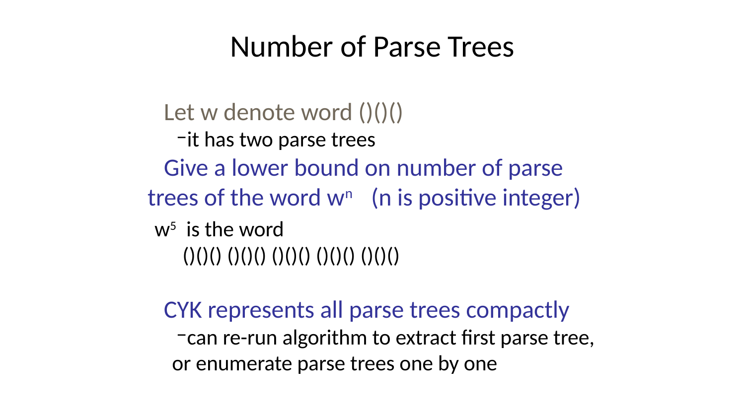# Number of Parse Trees

Let w denote word ()()()

- it has two parse trees

Give a lower bound on number of parse trees of the word $w^n$ (n is positive integer)

$w^5$ is the word

()()() ()()() ()()() ()()() ()()()

CYK represents all parse trees compactly

- can re-run algorithm to extract first parse tree, or enumerate parse trees one by one